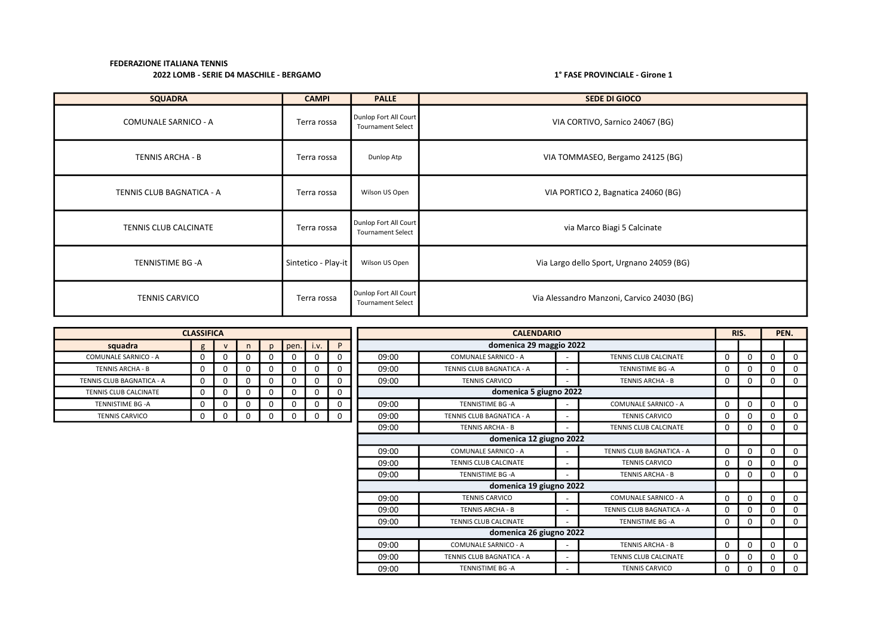**FEDERAZIONE ITALIANA TENNIS**

**2022 LOMB - SERIE D4 MASCHILE - BERGAMO**

**1° FASE PROVINCIALE - Girone 1**

| SQUADRA | CAMPI | PALLE | SEDE DI GIOCO |
|---|---|---|---|
| COMUNALE SARNICO - A | Terra rossa | Dunlop Fort All Court Tournament Select | VIA CORTIVO, Sarnico 24067 (BG) |
| TENNIS ARCHA - B | Terra rossa | Dunlop Atp | VIA TOMMASEO, Bergamo 24125 (BG) |
| TENNIS CLUB BAGNATICA - A | Terra rossa | Wilson US Open | VIA PORTICO 2, Bagnatica 24060 (BG) |
| TENNIS CLUB CALCINATE | Terra rossa | Dunlop Fort All Court Tournament Select | via Marco Biagi 5 Calcinate |
| TENNISTIME BG -A | Sintetico - Play-it | Wilson US Open | Via Largo dello Sport, Urgnano 24059 (BG) |
| TENNIS CARVICO | Terra rossa | Dunlop Fort All Court Tournament Select | Via Alessandro Manzoni, Carvico 24030 (BG) |

| CLASSIFICA | | | | | | | |
|---|---|---|---|---|---|---|---|
| squadra | g | v | n | p | pen. | i.v. | P |
| COMUNALE SARNICO - A | 0 | 0 | 0 | 0 | 0 | 0 | 0 |
| TENNIS ARCHA - B | 0 | 0 | 0 | 0 | 0 | 0 | 0 |
| TENNIS CLUB BAGNATICA - A | 0 | 0 | 0 | 0 | 0 | 0 | 0 |
| TENNIS CLUB CALCINATE | 0 | 0 | 0 | 0 | 0 | 0 | 0 |
| TENNISTIME BG -A | 0 | 0 | 0 | 0 | 0 | 0 | 0 |
| TENNIS CARVICO | 0 | 0 | 0 | 0 | 0 | 0 | 0 |

| CALENDARIO | | | | RIS. | | PEN. | |
|---|---|---|---|---|---|---|---|
| **domenica 29 maggio 2022** | | | | | | | |
| 09:00 | COMUNALE SARNICO - A | - | TENNIS CLUB CALCINATE | 0 | 0 | 0 | 0 |
| 09:00 | TENNIS CLUB BAGNATICA - A | - | TENNISTIME BG -A | 0 | 0 | 0 | 0 |
| 09:00 | TENNIS CARVICO | - | TENNIS ARCHA - B | 0 | 0 | 0 | 0 |
| **domenica 5 giugno 2022** | | | | | | | |
| 09:00 | TENNISTIME BG -A | - | COMUNALE SARNICO - A | 0 | 0 | 0 | 0 |
| 09:00 | TENNIS CLUB BAGNATICA - A | - | TENNIS CARVICO | 0 | 0 | 0 | 0 |
| 09:00 | TENNIS ARCHA - B | - | TENNIS CLUB CALCINATE | 0 | 0 | 0 | 0 |
| **domenica 12 giugno 2022** | | | | | | | |
| 09:00 | COMUNALE SARNICO - A | - | TENNIS CLUB BAGNATICA - A | 0 | 0 | 0 | 0 |
| 09:00 | TENNIS CLUB CALCINATE | - | TENNIS CARVICO | 0 | 0 | 0 | 0 |
| 09:00 | TENNISTIME BG -A | - | TENNIS ARCHA - B | 0 | 0 | 0 | 0 |
| **domenica 19 giugno 2022** | | | | | | | |
| 09:00 | TENNIS CARVICO | - | COMUNALE SARNICO - A | 0 | 0 | 0 | 0 |
| 09:00 | TENNIS ARCHA - B | - | TENNIS CLUB BAGNATICA - A | 0 | 0 | 0 | 0 |
| 09:00 | TENNIS CLUB CALCINATE | - | TENNISTIME BG -A | 0 | 0 | 0 | 0 |
| **domenica 26 giugno 2022** | | | | | | | |
| 09:00 | COMUNALE SARNICO - A | - | TENNIS ARCHA - B | 0 | 0 | 0 | 0 |
| 09:00 | TENNIS CLUB BAGNATICA - A | - | TENNIS CLUB CALCINATE | 0 | 0 | 0 | 0 |
| 09:00 | TENNISTIME BG -A | - | TENNIS CARVICO | 0 | 0 | 0 | 0 |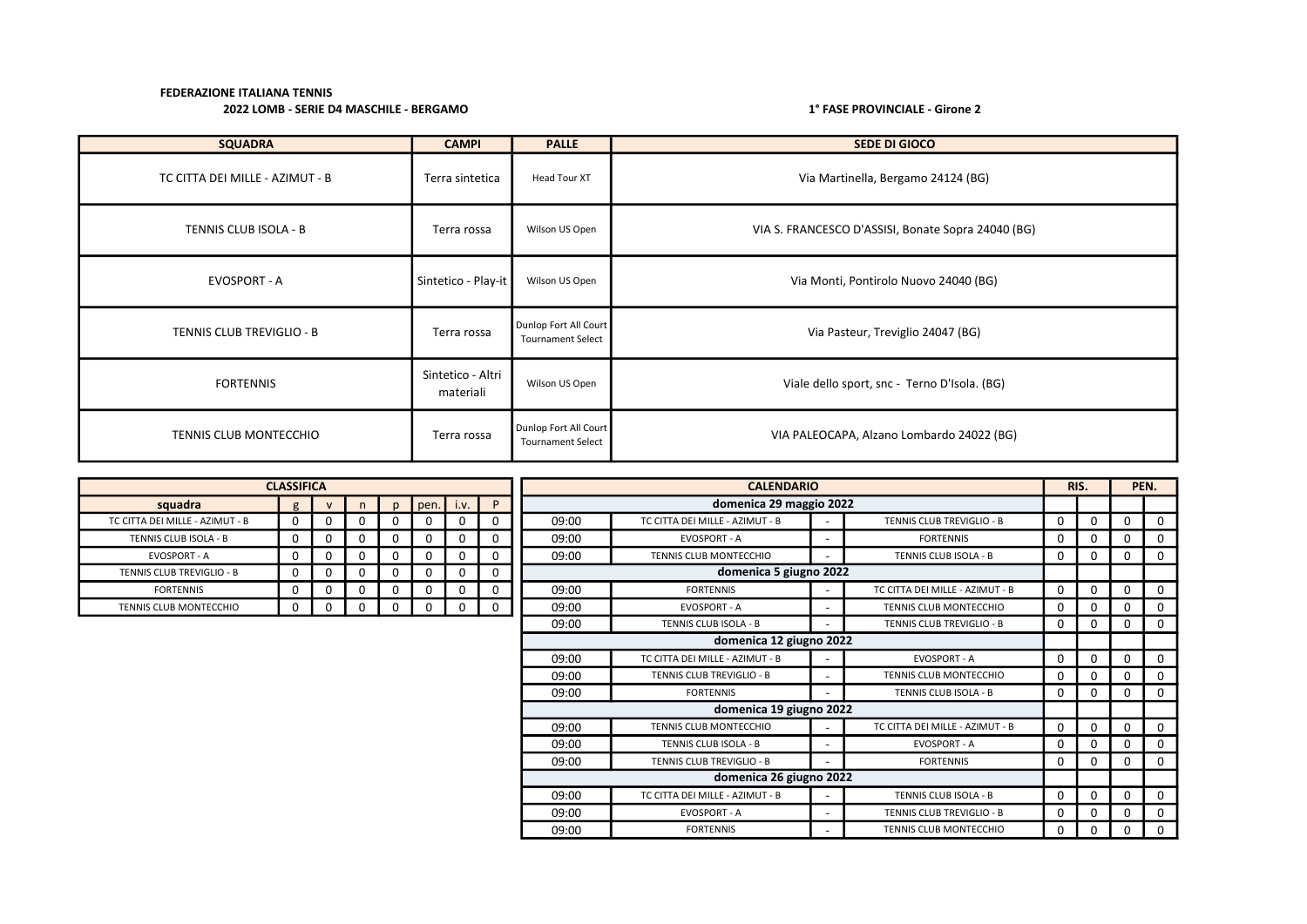**FEDERAZIONE ITALIANA TENNIS**

**2022 LOMB - SERIE D4 MASCHILE - BERGAMO**

**1° FASE PROVINCIALE - Girone 2**

| SQUADRA | CAMPI | PALLE | SEDE DI GIOCO |
|---|---|---|---|
| TC CITTA DEI MILLE - AZIMUT - B | Terra sintetica | Head Tour XT | Via Martinella, Bergamo 24124 (BG) |
| TENNIS CLUB ISOLA - B | Terra rossa | Wilson US Open | VIA S. FRANCESCO D'ASSISI, Bonate Sopra 24040 (BG) |
| EVOSPORT - A | Sintetico - Play-it | Wilson US Open | Via Monti, Pontirolo Nuovo 24040 (BG) |
| TENNIS CLUB TREVIGLIO - B | Terra rossa | Dunlop Fort All Court Tournament Select | Via Pasteur, Treviglio 24047 (BG) |
| FORTENNIS | Sintetico - Altri materiali | Wilson US Open | Viale dello sport, snc - Terno D'Isola. (BG) |
| TENNIS CLUB MONTECCHIO | Terra rossa | Dunlop Fort All Court Tournament Select | VIA PALEOCAPA, Alzano Lombardo 24022 (BG) |

| CLASSIFICA | | | | | | | |
|---|---|---|---|---|---|---|---|
| **squadra** | **g** | **v** | **n** | **p** | **pen.** | **i.v.** | **P** |
| TC CITTA DEI MILLE - AZIMUT - B | 0 | 0 | 0 | 0 | 0 | 0 | 0 |
| TENNIS CLUB ISOLA - B | 0 | 0 | 0 | 0 | 0 | 0 | 0 |
| EVOSPORT - A | 0 | 0 | 0 | 0 | 0 | 0 | 0 |
| TENNIS CLUB TREVIGLIO - B | 0 | 0 | 0 | 0 | 0 | 0 | 0 |
| FORTENNIS | 0 | 0 | 0 | 0 | 0 | 0 | 0 |
| TENNIS CLUB MONTECCHIO | 0 | 0 | 0 | 0 | 0 | 0 | 0 |

| CALENDARIO | | | | RIS. | | PEN. | |
|---|---|---|---|---|---|---|---|
| **domenica 29 maggio 2022** | | | | | | | |
| 09:00 | TC CITTA DEI MILLE - AZIMUT - B | - | TENNIS CLUB TREVIGLIO - B | 0 | 0 | 0 | 0 |
| 09:00 | EVOSPORT - A | - | FORTENNIS | 0 | 0 | 0 | 0 |
| 09:00 | TENNIS CLUB MONTECCHIO | - | TENNIS CLUB ISOLA - B | 0 | 0 | 0 | 0 |
| **domenica 5 giugno 2022** | | | | | | | |
| 09:00 | FORTENNIS | - | TC CITTA DEI MILLE - AZIMUT - B | 0 | 0 | 0 | 0 |
| 09:00 | EVOSPORT - A | - | TENNIS CLUB MONTECCHIO | 0 | 0 | 0 | 0 |
| 09:00 | TENNIS CLUB ISOLA - B | - | TENNIS CLUB TREVIGLIO - B | 0 | 0 | 0 | 0 |
| **domenica 12 giugno 2022** | | | | | | | |
| 09:00 | TC CITTA DEI MILLE - AZIMUT - B | - | EVOSPORT - A | 0 | 0 | 0 | 0 |
| 09:00 | TENNIS CLUB TREVIGLIO - B | - | TENNIS CLUB MONTECCHIO | 0 | 0 | 0 | 0 |
| 09:00 | FORTENNIS | - | TENNIS CLUB ISOLA - B | 0 | 0 | 0 | 0 |
| **domenica 19 giugno 2022** | | | | | | | |
| 09:00 | TENNIS CLUB MONTECCHIO | - | TC CITTA DEI MILLE - AZIMUT - B | 0 | 0 | 0 | 0 |
| 09:00 | TENNIS CLUB ISOLA - B | - | EVOSPORT - A | 0 | 0 | 0 | 0 |
| 09:00 | TENNIS CLUB TREVIGLIO - B | - | FORTENNIS | 0 | 0 | 0 | 0 |
| **domenica 26 giugno 2022** | | | | | | | |
| 09:00 | TC CITTA DEI MILLE - AZIMUT - B | - | TENNIS CLUB ISOLA - B | 0 | 0 | 0 | 0 |
| 09:00 | EVOSPORT - A | - | TENNIS CLUB TREVIGLIO - B | 0 | 0 | 0 | 0 |
| 09:00 | FORTENNIS | - | TENNIS CLUB MONTECCHIO | 0 | 0 | 0 | 0 |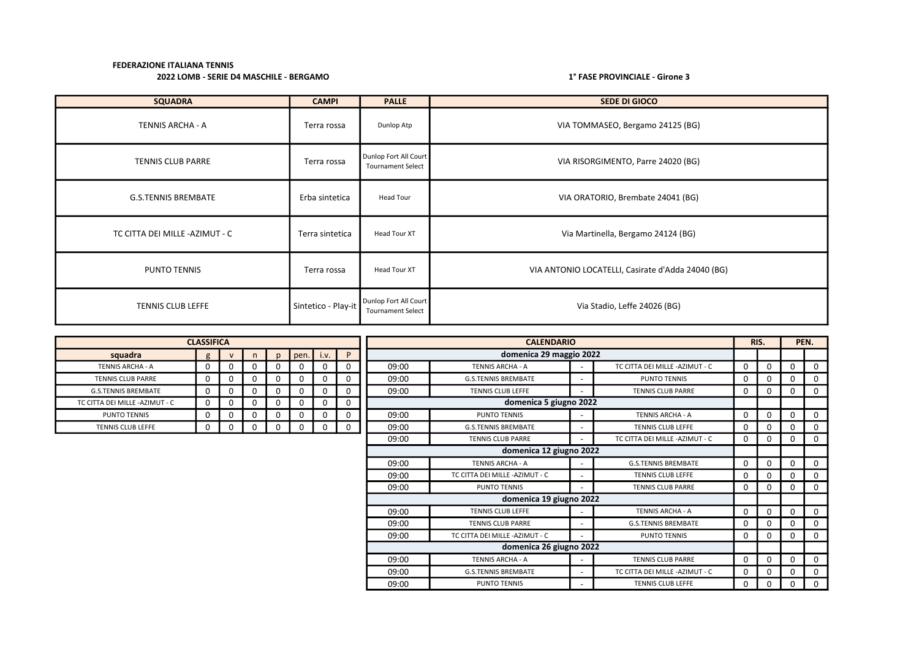**FEDERAZIONE ITALIANA TENNIS**

**2022 LOMB - SERIE D4 MASCHILE - BERGAMO**

**1° FASE PROVINCIALE - Girone 3**

| SQUADRA | CAMPI | PALLE | SEDE DI GIOCO |
|---|---|---|---|
| TENNIS ARCHA - A | Terra rossa | Dunlop Atp | VIA TOMMASEO, Bergamo 24125 (BG) |
| TENNIS CLUB PARRE | Terra rossa | Dunlop Fort All Court Tournament Select | VIA RISORGIMENTO, Parre 24020 (BG) |
| G.S.TENNIS BREMBATE | Erba sintetica | Head Tour | VIA ORATORIO, Brembate 24041 (BG) |
| TC CITTA DEI MILLE -AZIMUT - C | Terra sintetica | Head Tour XT | Via Martinella, Bergamo 24124 (BG) |
| PUNTO TENNIS | Terra rossa | Head Tour XT | VIA ANTONIO LOCATELLI, Casirate d'Adda 24040 (BG) |
| TENNIS CLUB LEFFE | Sintetico - Play-it | Dunlop Fort All Court Tournament Select | Via Stadio, Leffe 24026 (BG) |

| CLASSIFICA | | | | | | | |
|---|---|---|---|---|---|---|---|
| squadra | g | v | n | p | pen. | i.v. | P |
| TENNIS ARCHA - A | 0 | 0 | 0 | 0 | 0 | 0 | 0 |
| TENNIS CLUB PARRE | 0 | 0 | 0 | 0 | 0 | 0 | 0 |
| G.S.TENNIS BREMBATE | 0 | 0 | 0 | 0 | 0 | 0 | 0 |
| TC CITTA DEI MILLE -AZIMUT - C | 0 | 0 | 0 | 0 | 0 | 0 | 0 |
| PUNTO TENNIS | 0 | 0 | 0 | 0 | 0 | 0 | 0 |
| TENNIS CLUB LEFFE | 0 | 0 | 0 | 0 | 0 | 0 | 0 |

| CALENDARIO | | | | RIS. | | PEN. | |
|---|---|---|---|---|---|---|---|
| domenica 29 maggio 2022 | | | | | | | |
| 09:00 | TENNIS ARCHA - A | - | TC CITTA DEI MILLE -AZIMUT - C | 0 | 0 | 0 | 0 |
| 09:00 | G.S.TENNIS BREMBATE | - | PUNTO TENNIS | 0 | 0 | 0 | 0 |
| 09:00 | TENNIS CLUB LEFFE | - | TENNIS CLUB PARRE | 0 | 0 | 0 | 0 |
| domenica 5 giugno 2022 | | | | | | | |
| 09:00 | PUNTO TENNIS | - | TENNIS ARCHA - A | 0 | 0 | 0 | 0 |
| 09:00 | G.S.TENNIS BREMBATE | - | TENNIS CLUB LEFFE | 0 | 0 | 0 | 0 |
| 09:00 | TENNIS CLUB PARRE | - | TC CITTA DEI MILLE -AZIMUT - C | 0 | 0 | 0 | 0 |
| domenica 12 giugno 2022 | | | | | | | |
| 09:00 | TENNIS ARCHA - A | - | G.S.TENNIS BREMBATE | 0 | 0 | 0 | 0 |
| 09:00 | TC CITTA DEI MILLE -AZIMUT - C | - | TENNIS CLUB LEFFE | 0 | 0 | 0 | 0 |
| 09:00 | PUNTO TENNIS | - | TENNIS CLUB PARRE | 0 | 0 | 0 | 0 |
| domenica 19 giugno 2022 | | | | | | | |
| 09:00 | TENNIS CLUB LEFFE | - | TENNIS ARCHA - A | 0 | 0 | 0 | 0 |
| 09:00 | TENNIS CLUB PARRE | - | G.S.TENNIS BREMBATE | 0 | 0 | 0 | 0 |
| 09:00 | TC CITTA DEI MILLE -AZIMUT - C | - | PUNTO TENNIS | 0 | 0 | 0 | 0 |
| domenica 26 giugno 2022 | | | | | | | |
| 09:00 | TENNIS ARCHA - A | - | TENNIS CLUB PARRE | 0 | 0 | 0 | 0 |
| 09:00 | G.S.TENNIS BREMBATE | - | TC CITTA DEI MILLE -AZIMUT - C | 0 | 0 | 0 | 0 |
| 09:00 | PUNTO TENNIS | - | TENNIS CLUB LEFFE | 0 | 0 | 0 | 0 |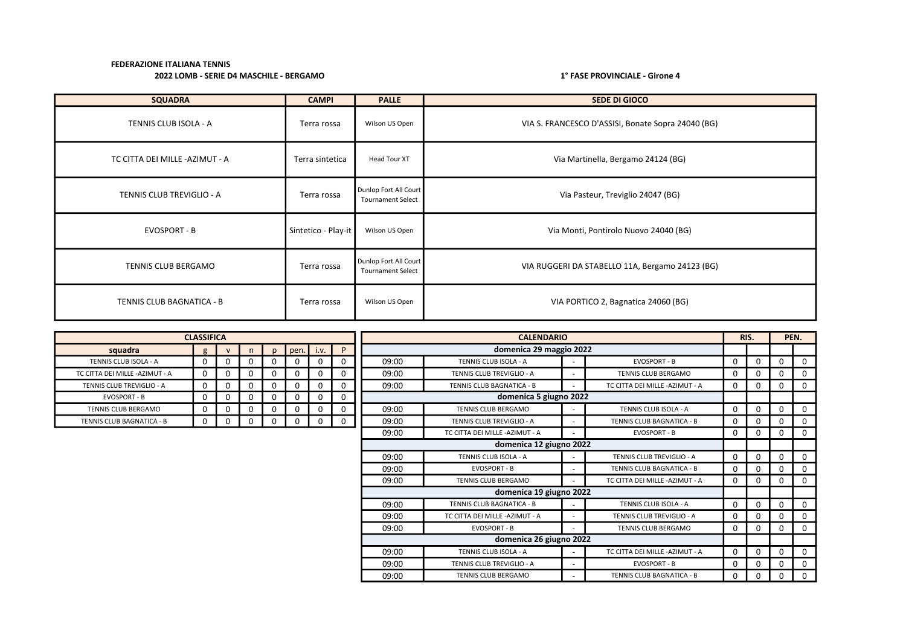**FEDERAZIONE ITALIANA TENNIS**

**2022 LOMB - SERIE D4 MASCHILE - BERGAMO**

**1° FASE PROVINCIALE - Girone 4**

| SQUADRA | CAMPI | PALLE | SEDE DI GIOCO |
|---|---|---|---|
| TENNIS CLUB ISOLA - A | Terra rossa | Wilson US Open | VIA S. FRANCESCO D'ASSISI, Bonate Sopra 24040 (BG) |
| TC CITTA DEI MILLE -AZIMUT - A | Terra sintetica | Head Tour XT | Via Martinella, Bergamo 24124 (BG) |
| TENNIS CLUB TREVIGLIO - A | Terra rossa | Dunlop Fort All Court Tournament Select | Via Pasteur, Treviglio 24047 (BG) |
| EVOSPORT - B | Sintetico - Play-it | Wilson US Open | Via Monti, Pontirolo Nuovo 24040 (BG) |
| TENNIS CLUB BERGAMO | Terra rossa | Dunlop Fort All Court Tournament Select | VIA RUGGERI DA STABELLO 11A, Bergamo 24123 (BG) |
| TENNIS CLUB BAGNATICA - B | Terra rossa | Wilson US Open | VIA PORTICO 2, Bagnatica 24060 (BG) |

**CLASSIFICA**

| squadra | g | v | n | p | pen. | i.v. | P |
|---|---|---|---|---|---|---|---|
| TENNIS CLUB ISOLA - A | 0 | 0 | 0 | 0 | 0 | 0 | 0 |
| TC CITTA DEI MILLE -AZIMUT - A | 0 | 0 | 0 | 0 | 0 | 0 | 0 |
| TENNIS CLUB TREVIGLIO - A | 0 | 0 | 0 | 0 | 0 | 0 | 0 |
| EVOSPORT - B | 0 | 0 | 0 | 0 | 0 | 0 | 0 |
| TENNIS CLUB BERGAMO | 0 | 0 | 0 | 0 | 0 | 0 | 0 |
| TENNIS CLUB BAGNATICA - B | 0 | 0 | 0 | 0 | 0 | 0 | 0 |

**CALENDARIO**

| | | | | RIS. | | PEN. | |
|---|---|---|---|---|---|---|---|
| **domenica 29 maggio 2022** | | | | | | | |
| 09:00 | TENNIS CLUB ISOLA - A | - | EVOSPORT - B | 0 | 0 | 0 | 0 |
| 09:00 | TENNIS CLUB TREVIGLIO - A | - | TENNIS CLUB BERGAMO | 0 | 0 | 0 | 0 |
| 09:00 | TENNIS CLUB BAGNATICA - B | - | TC CITTA DEI MILLE -AZIMUT - A | 0 | 0 | 0 | 0 |
| **domenica 5 giugno 2022** | | | | | | | |
| 09:00 | TENNIS CLUB BERGAMO | - | TENNIS CLUB ISOLA - A | 0 | 0 | 0 | 0 |
| 09:00 | TENNIS CLUB TREVIGLIO - A | - | TENNIS CLUB BAGNATICA - B | 0 | 0 | 0 | 0 |
| 09:00 | TC CITTA DEI MILLE -AZIMUT - A | - | EVOSPORT - B | 0 | 0 | 0 | 0 |
| **domenica 12 giugno 2022** | | | | | | | |
| 09:00 | TENNIS CLUB ISOLA - A | - | TENNIS CLUB TREVIGLIO - A | 0 | 0 | 0 | 0 |
| 09:00 | EVOSPORT - B | - | TENNIS CLUB BAGNATICA - B | 0 | 0 | 0 | 0 |
| 09:00 | TENNIS CLUB BERGAMO | - | TC CITTA DEI MILLE -AZIMUT - A | 0 | 0 | 0 | 0 |
| **domenica 19 giugno 2022** | | | | | | | |
| 09:00 | TENNIS CLUB BAGNATICA - B | - | TENNIS CLUB ISOLA - A | 0 | 0 | 0 | 0 |
| 09:00 | TC CITTA DEI MILLE -AZIMUT - A | - | TENNIS CLUB TREVIGLIO - A | 0 | 0 | 0 | 0 |
| 09:00 | EVOSPORT - B | - | TENNIS CLUB BERGAMO | 0 | 0 | 0 | 0 |
| **domenica 26 giugno 2022** | | | | | | | |
| 09:00 | TENNIS CLUB ISOLA - A | - | TC CITTA DEI MILLE -AZIMUT - A | 0 | 0 | 0 | 0 |
| 09:00 | TENNIS CLUB TREVIGLIO - A | - | EVOSPORT - B | 0 | 0 | 0 | 0 |
| 09:00 | TENNIS CLUB BERGAMO | - | TENNIS CLUB BAGNATICA - B | 0 | 0 | 0 | 0 |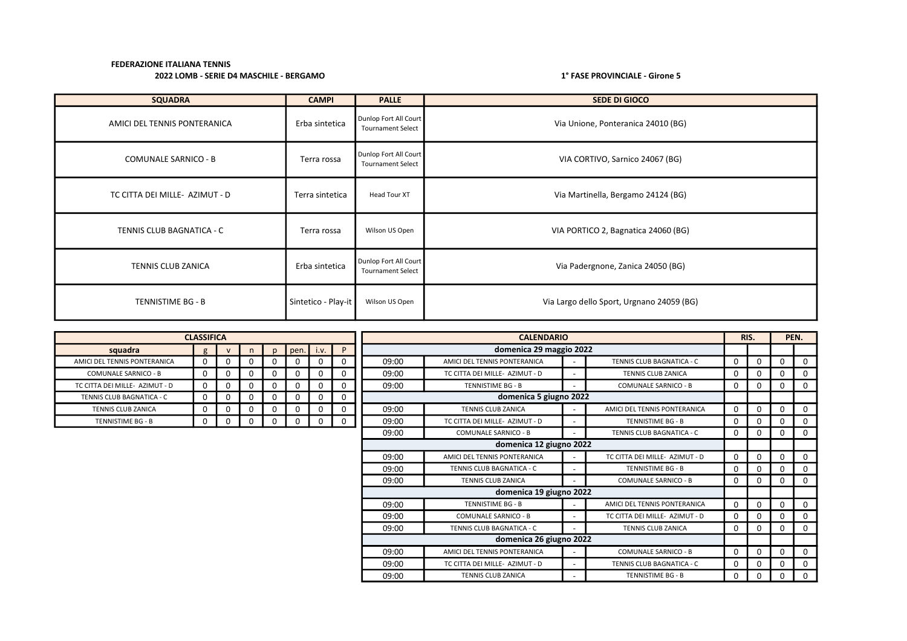**FEDERAZIONE ITALIANA TENNIS**

**2022 LOMB - SERIE D4 MASCHILE - BERGAMO**

**1° FASE PROVINCIALE - Girone 5**

| SQUADRA | CAMPI | PALLE | SEDE DI GIOCO |
|---|---|---|---|
| AMICI DEL TENNIS PONTERANICA | Erba sintetica | Dunlop Fort All Court Tournament Select | Via Unione, Ponteranica 24010 (BG) |
| COMUNALE SARNICO - B | Terra rossa | Dunlop Fort All Court Tournament Select | VIA CORTIVO, Sarnico 24067 (BG) |
| TC CITTA DEI MILLE- AZIMUT - D | Terra sintetica | Head Tour XT | Via Martinella, Bergamo 24124 (BG) |
| TENNIS CLUB BAGNATICA - C | Terra rossa | Wilson US Open | VIA PORTICO 2, Bagnatica 24060 (BG) |
| TENNIS CLUB ZANICA | Erba sintetica | Dunlop Fort All Court Tournament Select | Via Padergnone, Zanica 24050 (BG) |
| TENNISTIME BG - B | Sintetico - Play-it | Wilson US Open | Via Largo dello Sport, Urgnano 24059 (BG) |

| CLASSIFICA | | | | | | | |
|---|---|---|---|---|---|---|---|
| squadra | g | v | n | p | pen. | i.v. | P |
| AMICI DEL TENNIS PONTERANICA | 0 | 0 | 0 | 0 | 0 | 0 | 0 |
| COMUNALE SARNICO - B | 0 | 0 | 0 | 0 | 0 | 0 | 0 |
| TC CITTA DEI MILLE- AZIMUT - D | 0 | 0 | 0 | 0 | 0 | 0 | 0 |
| TENNIS CLUB BAGNATICA - C | 0 | 0 | 0 | 0 | 0 | 0 | 0 |
| TENNIS CLUB ZANICA | 0 | 0 | 0 | 0 | 0 | 0 | 0 |
| TENNISTIME BG - B | 0 | 0 | 0 | 0 | 0 | 0 | 0 |

| CALENDARIO | | | | RIS. | | PEN. | |
|---|---|---|---|---|---|---|---|
| **domenica 29 maggio 2022** | | | | | | | |
| 09:00 | AMICI DEL TENNIS PONTERANICA | - | TENNIS CLUB BAGNATICA - C | 0 | 0 | 0 | 0 |
| 09:00 | TC CITTA DEI MILLE- AZIMUT - D | - | TENNIS CLUB ZANICA | 0 | 0 | 0 | 0 |
| 09:00 | TENNISTIME BG - B | - | COMUNALE SARNICO - B | 0 | 0 | 0 | 0 |
| **domenica 5 giugno 2022** | | | | | | | |
| 09:00 | TENNIS CLUB ZANICA | - | AMICI DEL TENNIS PONTERANICA | 0 | 0 | 0 | 0 |
| 09:00 | TC CITTA DEI MILLE- AZIMUT - D | - | TENNISTIME BG - B | 0 | 0 | 0 | 0 |
| 09:00 | COMUNALE SARNICO - B | - | TENNIS CLUB BAGNATICA - C | 0 | 0 | 0 | 0 |
| **domenica 12 giugno 2022** | | | | | | | |
| 09:00 | AMICI DEL TENNIS PONTERANICA | - | TC CITTA DEI MILLE- AZIMUT - D | 0 | 0 | 0 | 0 |
| 09:00 | TENNIS CLUB BAGNATICA - C | - | TENNISTIME BG - B | 0 | 0 | 0 | 0 |
| 09:00 | TENNIS CLUB ZANICA | - | COMUNALE SARNICO - B | 0 | 0 | 0 | 0 |
| **domenica 19 giugno 2022** | | | | | | | |
| 09:00 | TENNISTIME BG - B | - | AMICI DEL TENNIS PONTERANICA | 0 | 0 | 0 | 0 |
| 09:00 | COMUNALE SARNICO - B | - | TC CITTA DEI MILLE- AZIMUT - D | 0 | 0 | 0 | 0 |
| 09:00 | TENNIS CLUB BAGNATICA - C | - | TENNIS CLUB ZANICA | 0 | 0 | 0 | 0 |
| **domenica 26 giugno 2022** | | | | | | | |
| 09:00 | AMICI DEL TENNIS PONTERANICA | - | COMUNALE SARNICO - B | 0 | 0 | 0 | 0 |
| 09:00 | TC CITTA DEI MILLE- AZIMUT - D | - | TENNIS CLUB BAGNATICA - C | 0 | 0 | 0 | 0 |
| 09:00 | TENNIS CLUB ZANICA | - | TENNISTIME BG - B | 0 | 0 | 0 | 0 |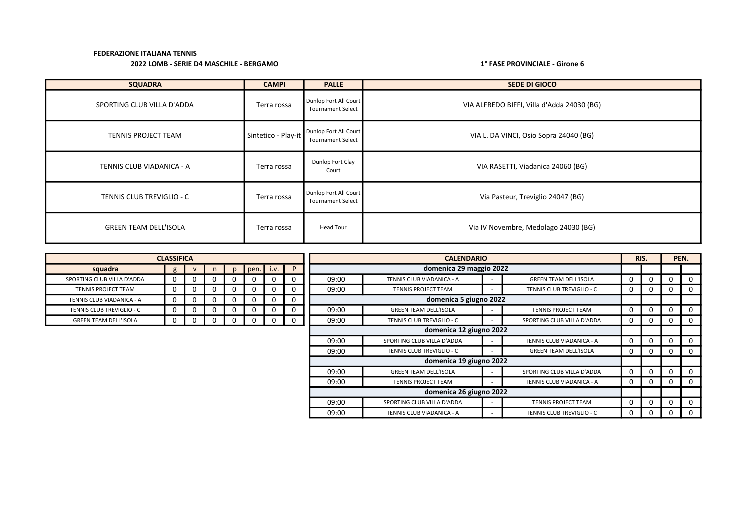**FEDERAZIONE ITALIANA TENNIS**

**2022 LOMB - SERIE D4 MASCHILE - BERGAMO**

**1° FASE PROVINCIALE - Girone 6**

| SQUADRA | CAMPI | PALLE | SEDE DI GIOCO |
|---|---|---|---|
| SPORTING CLUB VILLA D'ADDA | Terra rossa | Dunlop Fort All Court Tournament Select | VIA ALFREDO BIFFI, Villa d'Adda 24030 (BG) |
| TENNIS PROJECT TEAM | Sintetico - Play-it | Dunlop Fort All Court Tournament Select | VIA L. DA VINCI, Osio Sopra 24040 (BG) |
| TENNIS CLUB VIADANICA - A | Terra rossa | Dunlop Fort Clay Court | VIA RASETTI, Viadanica 24060 (BG) |
| TENNIS CLUB TREVIGLIO - C | Terra rossa | Dunlop Fort All Court Tournament Select | Via Pasteur, Treviglio 24047 (BG) |
| GREEN TEAM DELL'ISOLA | Terra rossa | Head Tour | Via IV Novembre, Medolago 24030 (BG) |

| CLASSIFICA | | | | | | | |
|---|---|---|---|---|---|---|---|
| **squadra** | **g** | **v** | **n** | **p** | **pen.** | **i.v.** | **P** |
| SPORTING CLUB VILLA D'ADDA | 0 | 0 | 0 | 0 | 0 | 0 | 0 |
| TENNIS PROJECT TEAM | 0 | 0 | 0 | 0 | 0 | 0 | 0 |
| TENNIS CLUB VIADANICA - A | 0 | 0 | 0 | 0 | 0 | 0 | 0 |
| TENNIS CLUB TREVIGLIO - C | 0 | 0 | 0 | 0 | 0 | 0 | 0 |
| GREEN TEAM DELL'ISOLA | 0 | 0 | 0 | 0 | 0 | 0 | 0 |

| CALENDARIO | | | | RIS. | | PEN. | |
|---|---|---|---|---|---|---|---|
| **domenica 29 maggio 2022** | | | | | | | |
| 09:00 | TENNIS CLUB VIADANICA - A | - | GREEN TEAM DELL'ISOLA | 0 | 0 | 0 | 0 |
| 09:00 | TENNIS PROJECT TEAM | - | TENNIS CLUB TREVIGLIO - C | 0 | 0 | 0 | 0 |
| **domenica 5 giugno 2022** | | | | | | | |
| 09:00 | GREEN TEAM DELL'ISOLA | - | TENNIS PROJECT TEAM | 0 | 0 | 0 | 0 |
| 09:00 | TENNIS CLUB TREVIGLIO - C | - | SPORTING CLUB VILLA D'ADDA | 0 | 0 | 0 | 0 |
| **domenica 12 giugno 2022** | | | | | | | |
| 09:00 | SPORTING CLUB VILLA D'ADDA | - | TENNIS CLUB VIADANICA - A | 0 | 0 | 0 | 0 |
| 09:00 | TENNIS CLUB TREVIGLIO - C | - | GREEN TEAM DELL'ISOLA | 0 | 0 | 0 | 0 |
| **domenica 19 giugno 2022** | | | | | | | |
| 09:00 | GREEN TEAM DELL'ISOLA | - | SPORTING CLUB VILLA D'ADDA | 0 | 0 | 0 | 0 |
| 09:00 | TENNIS PROJECT TEAM | - | TENNIS CLUB VIADANICA - A | 0 | 0 | 0 | 0 |
| **domenica 26 giugno 2022** | | | | | | | |
| 09:00 | SPORTING CLUB VILLA D'ADDA | - | TENNIS PROJECT TEAM | 0 | 0 | 0 | 0 |
| 09:00 | TENNIS CLUB VIADANICA - A | - | TENNIS CLUB TREVIGLIO - C | 0 | 0 | 0 | 0 |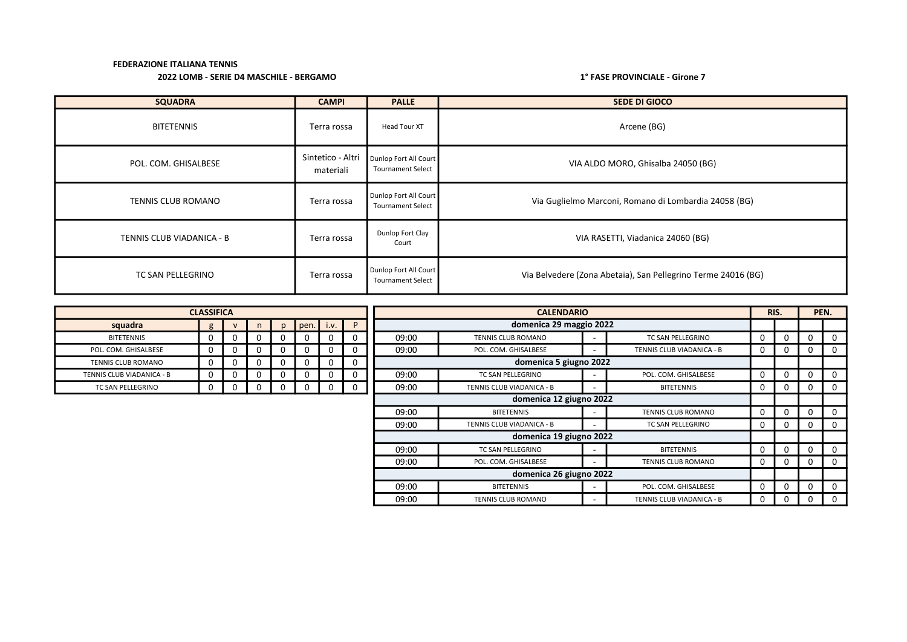**FEDERAZIONE ITALIANA TENNIS**

**2022 LOMB - SERIE D4 MASCHILE - BERGAMO**

**1° FASE PROVINCIALE - Girone 7**

| SQUADRA | CAMPI | PALLE | SEDE DI GIOCO |
|---|---|---|---|
| BITETENNIS | Terra rossa | Head Tour XT | Arcene (BG) |
| POL. COM. GHISALBESE | Sintetico - Altri materiali | Dunlop Fort All Court Tournament Select | VIA ALDO MORO, Ghisalba 24050 (BG) |
| TENNIS CLUB ROMANO | Terra rossa | Dunlop Fort All Court Tournament Select | Via Guglielmo Marconi, Romano di Lombardia 24058 (BG) |
| TENNIS CLUB VIADANICA - B | Terra rossa | Dunlop Fort Clay Court | VIA RASETTI, Viadanica 24060 (BG) |
| TC SAN PELLEGRINO | Terra rossa | Dunlop Fort All Court Tournament Select | Via Belvedere (Zona Abetaia), San Pellegrino Terme 24016 (BG) |

| CLASSIFICA | | | | | | | |
|---|---|---|---|---|---|---|---|
| squadra | g | v | n | p | pen. | i.v. | P |
| BITETENNIS | 0 | 0 | 0 | 0 | 0 | 0 | 0 |
| POL. COM. GHISALBESE | 0 | 0 | 0 | 0 | 0 | 0 | 0 |
| TENNIS CLUB ROMANO | 0 | 0 | 0 | 0 | 0 | 0 | 0 |
| TENNIS CLUB VIADANICA - B | 0 | 0 | 0 | 0 | 0 | 0 | 0 |
| TC SAN PELLEGRINO | 0 | 0 | 0 | 0 | 0 | 0 | 0 |

| CALENDARIO | | | | RIS. | | PEN. | |
|---|---|---|---|---|---|---|---|
| **domenica 29 maggio 2022** | | | | | | | |
| 09:00 | TENNIS CLUB ROMANO | - | TC SAN PELLEGRINO | 0 | 0 | 0 | 0 |
| 09:00 | POL. COM. GHISALBESE | - | TENNIS CLUB VIADANICA - B | 0 | 0 | 0 | 0 |
| **domenica 5 giugno 2022** | | | | | | | |
| 09:00 | TC SAN PELLEGRINO | - | POL. COM. GHISALBESE | 0 | 0 | 0 | 0 |
| 09:00 | TENNIS CLUB VIADANICA - B | - | BITETENNIS | 0 | 0 | 0 | 0 |
| **domenica 12 giugno 2022** | | | | | | | |
| 09:00 | BITETENNIS | - | TENNIS CLUB ROMANO | 0 | 0 | 0 | 0 |
| 09:00 | TENNIS CLUB VIADANICA - B | - | TC SAN PELLEGRINO | 0 | 0 | 0 | 0 |
| **domenica 19 giugno 2022** | | | | | | | |
| 09:00 | TC SAN PELLEGRINO | - | BITETENNIS | 0 | 0 | 0 | 0 |
| 09:00 | POL. COM. GHISALBESE | - | TENNIS CLUB ROMANO | 0 | 0 | 0 | 0 |
| **domenica 26 giugno 2022** | | | | | | | |
| 09:00 | BITETENNIS | - | POL. COM. GHISALBESE | 0 | 0 | 0 | 0 |
| 09:00 | TENNIS CLUB ROMANO | - | TENNIS CLUB VIADANICA - B | 0 | 0 | 0 | 0 |